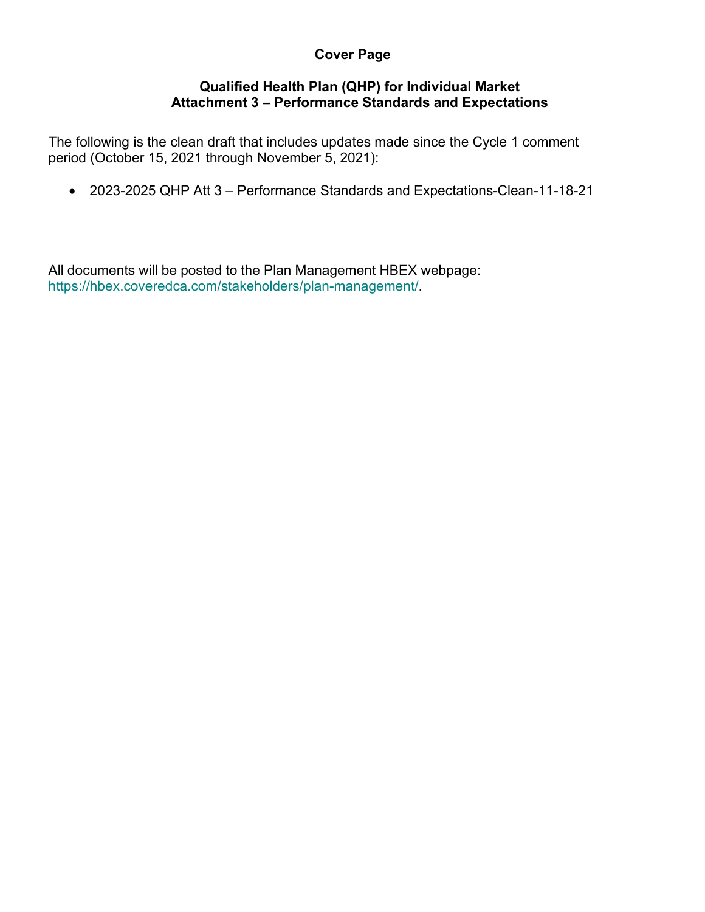# Cover Page

## Qualified Health Plan (QHP) for Individual Market
## Attachment 3 – Performance Standards and Expectations

The following is the clean draft that includes updates made since the Cycle 1 comment period (October 15, 2021 through November 5, 2021):

- 2023-2025 QHP Att 3 – Performance Standards and Expectations-Clean-11-18-21

All documents will be posted to the Plan Management HBEX webpage: https://hbex.coveredca.com/stakeholders/plan-management/.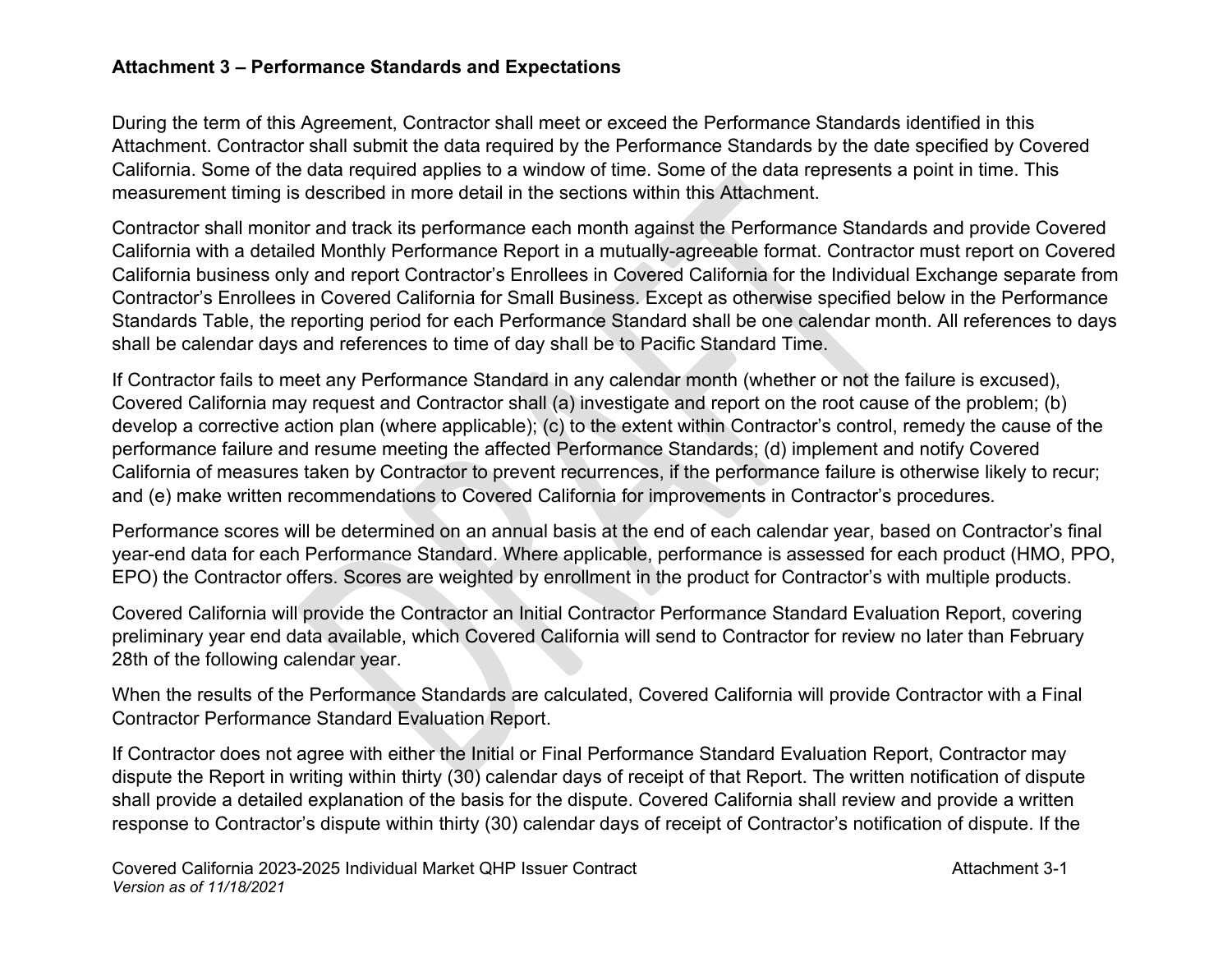**Attachment 3 – Performance Standards and Expectations**

During the term of this Agreement, Contractor shall meet or exceed the Performance Standards identified in this Attachment. Contractor shall submit the data required by the Performance Standards by the date specified by Covered California. Some of the data required applies to a window of time. Some of the data represents a point in time. This measurement timing is described in more detail in the sections within this Attachment.

Contractor shall monitor and track its performance each month against the Performance Standards and provide Covered California with a detailed Monthly Performance Report in a mutually-agreeable format. Contractor must report on Covered California business only and report Contractor's Enrollees in Covered California for the Individual Exchange separate from Contractor's Enrollees in Covered California for Small Business. Except as otherwise specified below in the Performance Standards Table, the reporting period for each Performance Standard shall be one calendar month. All references to days shall be calendar days and references to time of day shall be to Pacific Standard Time.

If Contractor fails to meet any Performance Standard in any calendar month (whether or not the failure is excused), Covered California may request and Contractor shall (a) investigate and report on the root cause of the problem; (b) develop a corrective action plan (where applicable); (c) to the extent within Contractor's control, remedy the cause of the performance failure and resume meeting the affected Performance Standards; (d) implement and notify Covered California of measures taken by Contractor to prevent recurrences, if the performance failure is otherwise likely to recur; and (e) make written recommendations to Covered California for improvements in Contractor's procedures.

Performance scores will be determined on an annual basis at the end of each calendar year, based on Contractor's final year-end data for each Performance Standard. Where applicable, performance is assessed for each product (HMO, PPO, EPO) the Contractor offers. Scores are weighted by enrollment in the product for Contractor's with multiple products.

Covered California will provide the Contractor an Initial Contractor Performance Standard Evaluation Report, covering preliminary year end data available, which Covered California will send to Contractor for review no later than February 28th of the following calendar year.

When the results of the Performance Standards are calculated, Covered California will provide Contractor with a Final Contractor Performance Standard Evaluation Report.

If Contractor does not agree with either the Initial or Final Performance Standard Evaluation Report, Contractor may dispute the Report in writing within thirty (30) calendar days of receipt of that Report. The written notification of dispute shall provide a detailed explanation of the basis for the dispute. Covered California shall review and provide a written response to Contractor's dispute within thirty (30) calendar days of receipt of Contractor's notification of dispute. If the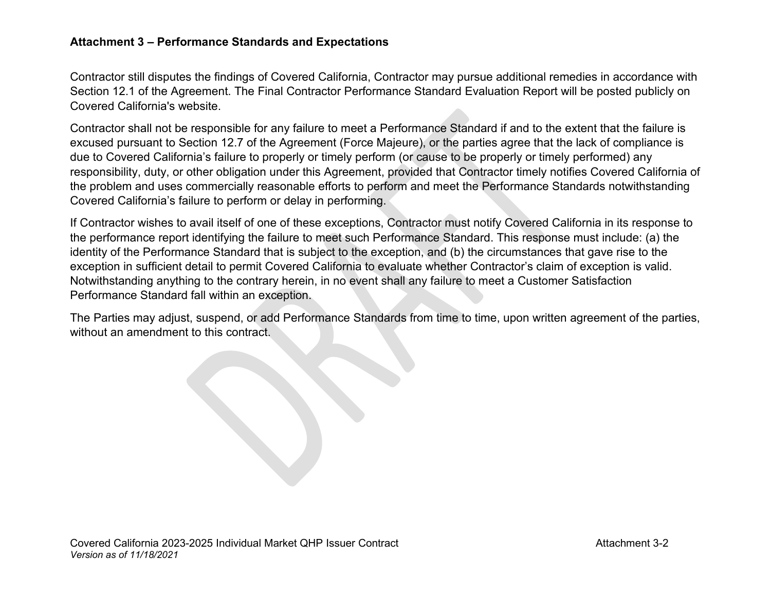Contractor still disputes the findings of Covered California, Contractor may pursue additional remedies in accordance with Section 12.1 of the Agreement. The Final Contractor Performance Standard Evaluation Report will be posted publicly on Covered California's website.

Contractor shall not be responsible for any failure to meet a Performance Standard if and to the extent that the failure is excused pursuant to Section 12.7 of the Agreement (Force Majeure), or the parties agree that the lack of compliance is due to Covered California’s failure to properly or timely perform (or cause to be properly or timely performed) any responsibility, duty, or other obligation under this Agreement, provided that Contractor timely notifies Covered California of the problem and uses commercially reasonable efforts to perform and meet the Performance Standards notwithstanding Covered California’s failure to perform or delay in performing.

If Contractor wishes to avail itself of one of these exceptions, Contractor must notify Covered California in its response to the performance report identifying the failure to meet such Performance Standard. This response must include: (a) the identity of the Performance Standard that is subject to the exception, and (b) the circumstances that gave rise to the exception in sufficient detail to permit Covered California to evaluate whether Contractor’s claim of exception is valid. Notwithstanding anything to the contrary herein, in no event shall any failure to meet a Customer Satisfaction Performance Standard fall within an exception.

The Parties may adjust, suspend, or add Performance Standards from time to time, upon written agreement of the parties, without an amendment to this contract.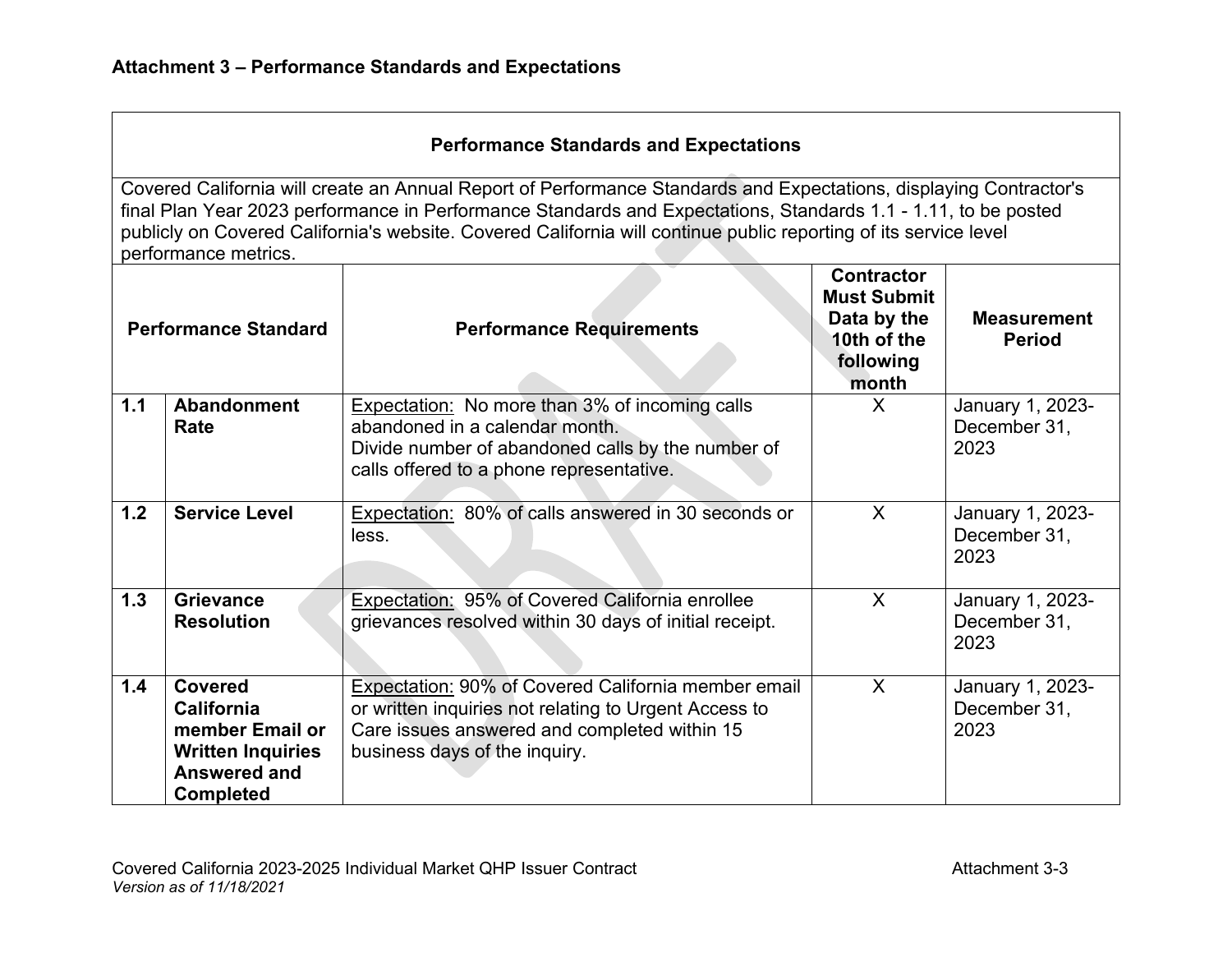**Attachment 3 – Performance Standards and Expectations**

| Performance Standards and Expectations | | | | |
|---|---|---|---|---|
| Covered California will create an Annual Report of Performance Standards and Expectations, displaying Contractor's final Plan Year 2023 performance in Performance Standards and Expectations, Standards 1.1 - 1.11, to be posted publicly on Covered California's website. Covered California will continue public reporting of its service level performance metrics. | | | | |
| **Performance Standard** | | **Performance Requirements** | **Contractor Must Submit Data by the 10th of the following month** | **Measurement Period** |
| **1.1** | **Abandonment Rate** | Expectation: No more than 3% of incoming calls abandoned in a calendar month. Divide number of abandoned calls by the number of calls offered to a phone representative. | X | January 1, 2023-December 31, 2023 |
| **1.2** | **Service Level** | Expectation: 80% of calls answered in 30 seconds or less. | X | January 1, 2023-December 31, 2023 |
| **1.3** | **Grievance Resolution** | Expectation: 95% of Covered California enrollee grievances resolved within 30 days of initial receipt. | X | January 1, 2023-December 31, 2023 |
| **1.4** | **Covered California member Email or Written Inquiries Answered and Completed** | Expectation: 90% of Covered California member email or written inquiries not relating to Urgent Access to Care issues answered and completed within 15 business days of the inquiry. | X | January 1, 2023-December 31, 2023 |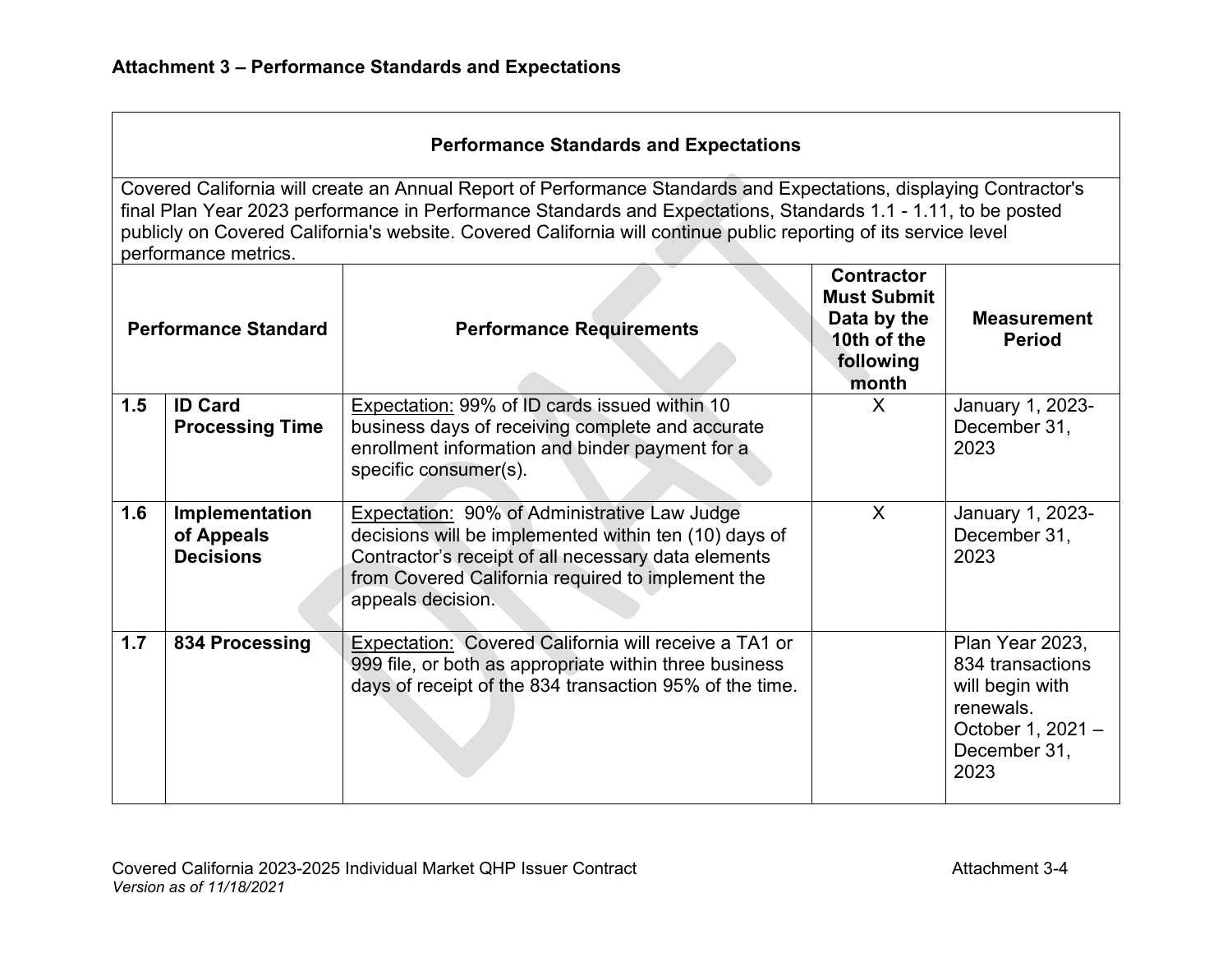**Attachment 3 – Performance Standards and Expectations**

| Performance Standards and Expectations | | | | |
|---|---|---|---|---|
| Covered California will create an Annual Report of Performance Standards and Expectations, displaying Contractor's final Plan Year 2023 performance in Performance Standards and Expectations, Standards 1.1 - 1.11, to be posted publicly on Covered California's website. Covered California will continue public reporting of its service level performance metrics. | | | | |
| **Performance Standard** | | **Performance Requirements** | **Contractor Must Submit Data by the 10th of the following month** | **Measurement Period** |
| **1.5** | **ID Card Processing Time** | Expectation: 99% of ID cards issued within 10 business days of receiving complete and accurate enrollment information and binder payment for a specific consumer(s). | X | January 1, 2023-December 31, 2023 |
| **1.6** | **Implementation of Appeals Decisions** | Expectation: 90% of Administrative Law Judge decisions will be implemented within ten (10) days of Contractor's receipt of all necessary data elements from Covered California required to implement the appeals decision. | X | January 1, 2023-December 31, 2023 |
| **1.7** | **834 Processing** | Expectation: Covered California will receive a TA1 or 999 file, or both as appropriate within three business days of receipt of the 834 transaction 95% of the time. | | Plan Year 2023, 834 transactions will begin with renewals. October 1, 2021 – December 31, 2023 |

Covered California 2023-2025 Individual Market QHP Issuer Contract
*Version as of 11/18/2021*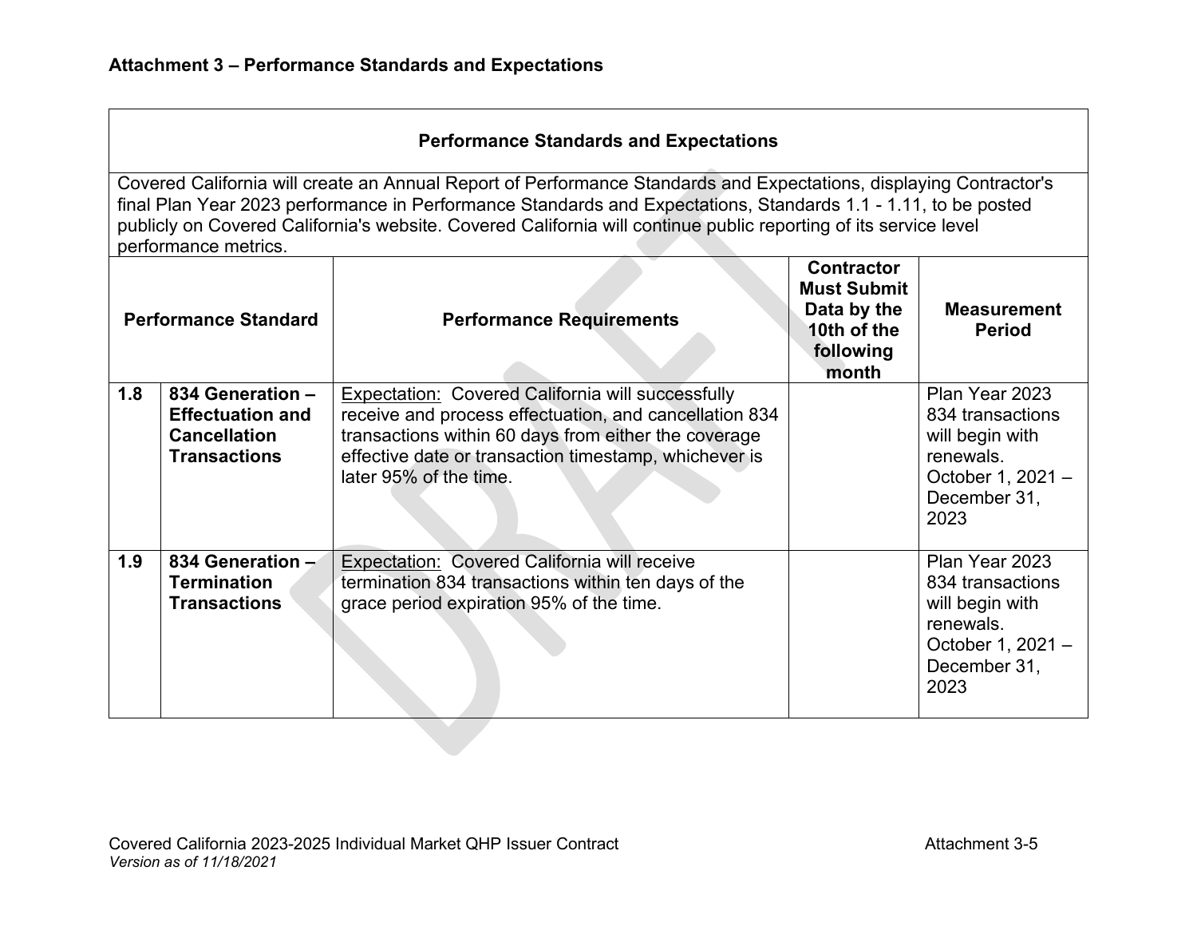**Attachment 3 – Performance Standards and Expectations**

| Performance Standards and Expectations | | | | |
|---|---|---|---|---|
| Covered California will create an Annual Report of Performance Standards and Expectations, displaying Contractor's final Plan Year 2023 performance in Performance Standards and Expectations, Standards 1.1 - 1.11, to be posted publicly on Covered California's website. Covered California will continue public reporting of its service level performance metrics. | | | | |
| **Performance Standard** | | **Performance Requirements** | **Contractor Must Submit Data by the 10th of the following month** | **Measurement Period** |
| **1.8** | **834 Generation – Effectuation and Cancellation Transactions** | Expectation: Covered California will successfully receive and process effectuation, and cancellation 834 transactions within 60 days from either the coverage effective date or transaction timestamp, whichever is later 95% of the time. | | Plan Year 2023 834 transactions will begin with renewals. October 1, 2021 – December 31, 2023 |
| **1.9** | **834 Generation – Termination Transactions** | Expectation: Covered California will receive termination 834 transactions within ten days of the grace period expiration 95% of the time. | | Plan Year 2023 834 transactions will begin with renewals. October 1, 2021 – December 31, 2023 |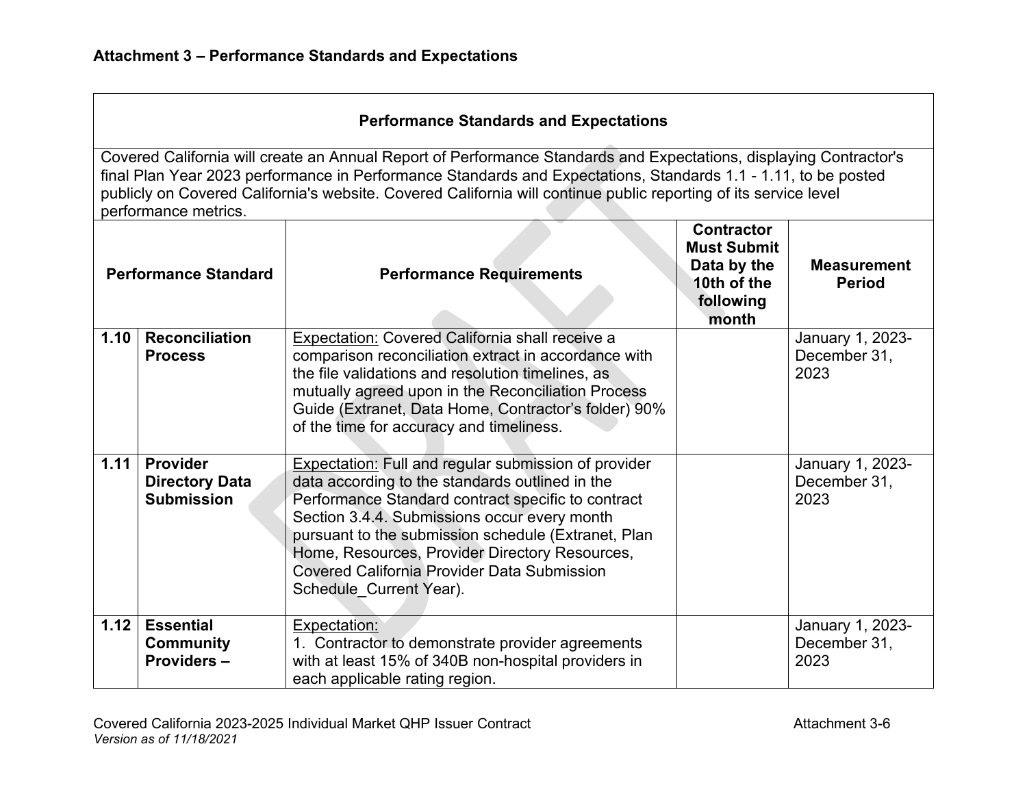**Attachment 3 – Performance Standards and Expectations**

| Performance Standards and Expectations | | | | |
|---|---|---|---|---|
| Covered California will create an Annual Report of Performance Standards and Expectations, displaying Contractor's final Plan Year 2023 performance in Performance Standards and Expectations, Standards 1.1 - 1.11, to be posted publicly on Covered California's website. Covered California will continue public reporting of its service level performance metrics. | | | | |
| **Performance Standard** | | **Performance Requirements** | **Contractor Must Submit Data by the 10th of the following month** | **Measurement Period** |
| **1.10** | **Reconciliation Process** | <u>Expectation:</u> Covered California shall receive a comparison reconciliation extract in accordance with the file validations and resolution timelines, as mutually agreed upon in the Reconciliation Process Guide (Extranet, Data Home, Contractor's folder) 90% of the time for accuracy and timeliness. | | January 1, 2023-December 31, 2023 |
| **1.11** | **Provider Directory Data Submission** | <u>Expectation:</u> Full and regular submission of provider data according to the standards outlined in the Performance Standard contract specific to contract Section 3.4.4. Submissions occur every month pursuant to the submission schedule (Extranet, Plan Home, Resources, Provider Directory Resources, Covered California Provider Data Submission Schedule_Current Year). | | January 1, 2023-December 31, 2023 |
| **1.12** | **Essential Community Providers –** | <u>Expectation:</u><br>1. Contractor to demonstrate provider agreements with at least 15% of 340B non-hospital providers in each applicable rating region. | | January 1, 2023-December 31, 2023 |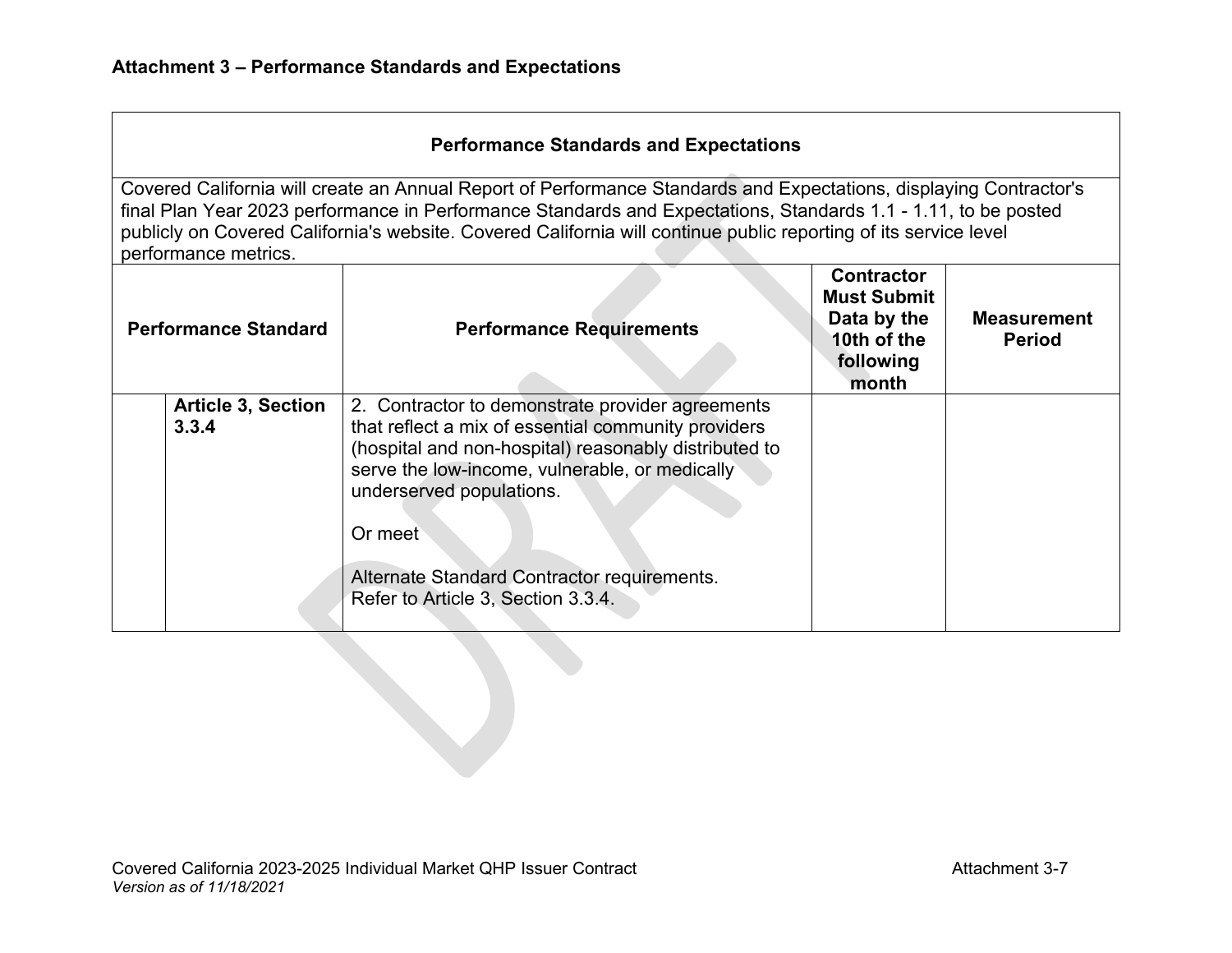**Attachment 3 – Performance Standards and Expectations**

| Performance Standards and Expectations | | | | | |
|---|---|---|---|---|---|
| Covered California will create an Annual Report of Performance Standards and Expectations, displaying Contractor's final Plan Year 2023 performance in Performance Standards and Expectations, Standards 1.1 - 1.11, to be posted publicly on Covered California's website. Covered California will continue public reporting of its service level performance metrics. | | | | | |
| **Performance Standard** | | **Performance Requirements** | **Contractor Must Submit Data by the 10th of the following month** | **Measurement Period** |
| | **Article 3, Section 3.3.4** | 2. Contractor to demonstrate provider agreements that reflect a mix of essential community providers (hospital and non-hospital) reasonably distributed to serve the low-income, vulnerable, or medically underserved populations.<br><br>Or meet<br><br>Alternate Standard Contractor requirements.<br>Refer to Article 3, Section 3.3.4. | | |